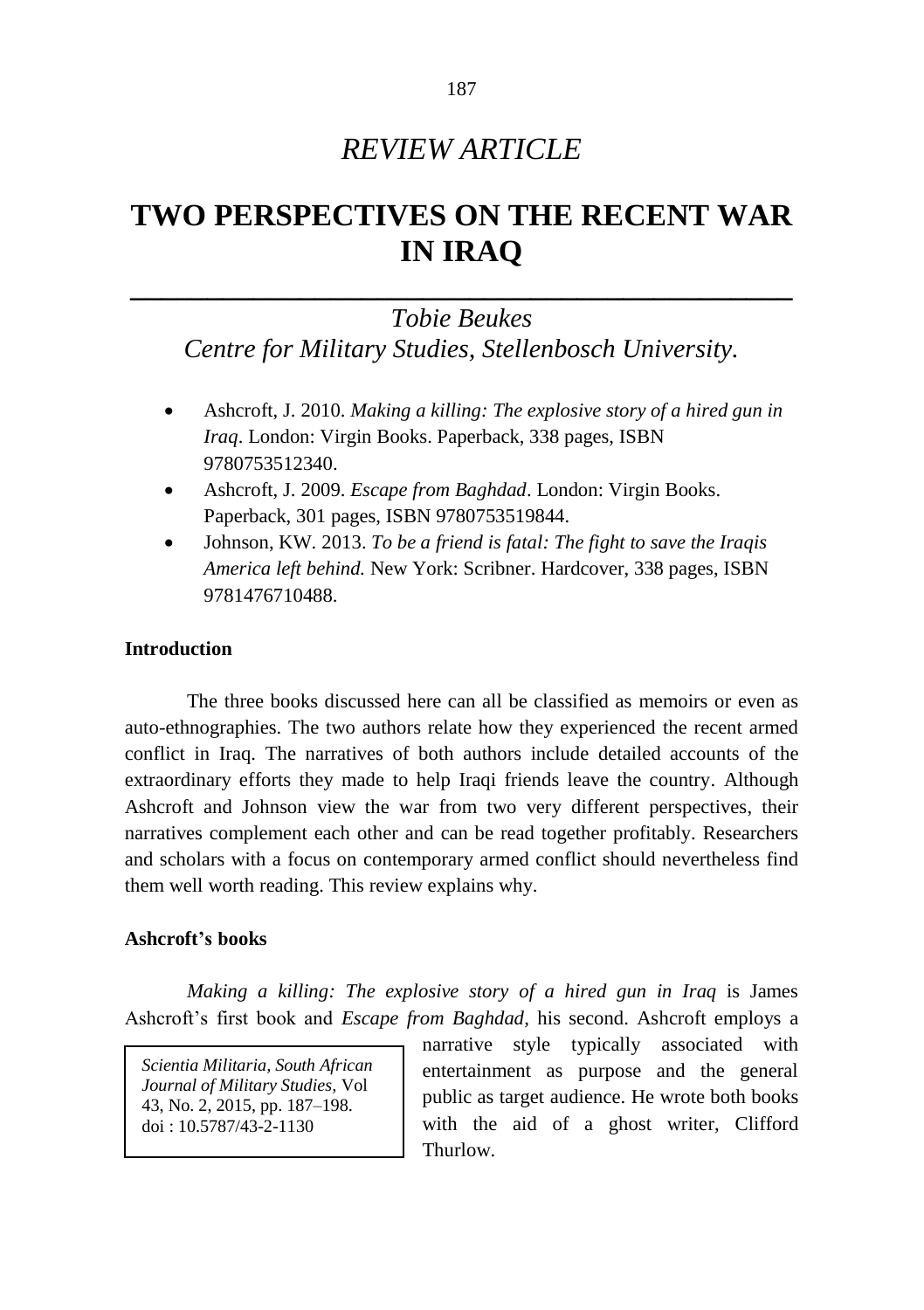# *REVIEW ARTICLE*

# TWO PERSPECTIVES ON THE RECENT WAR IN IRAQ

*Tobie Beukes*
*Centre for Military Studies, Stellenbosch University.*

- Ashcroft, J. 2010. *Making a killing: The explosive story of a hired gun in Iraq*. London: Virgin Books. Paperback, 338 pages, ISBN 9780753512340.
- Ashcroft, J. 2009. *Escape from Baghdad*. London: Virgin Books. Paperback, 301 pages, ISBN 9780753519844.
- Johnson, KW. 2013. *To be a friend is fatal: The fight to save the Iraqis America left behind.* New York: Scribner. Hardcover, 338 pages, ISBN 9781476710488.

### Introduction

The three books discussed here can all be classified as memoirs or even as auto-ethnographies. The two authors relate how they experienced the recent armed conflict in Iraq. The narratives of both authors include detailed accounts of the extraordinary efforts they made to help Iraqi friends leave the country. Although Ashcroft and Johnson view the war from two very different perspectives, their narratives complement each other and can be read together profitably. Researchers and scholars with a focus on contemporary armed conflict should nevertheless find them well worth reading. This review explains why.

### Ashcroft's books

*Making a killing: The explosive story of a hired gun in Iraq* is James Ashcroft's first book and *Escape from Baghdad,* his second. Ashcroft employs a narrative style typically associated with entertainment as purpose and the general public as target audience. He wrote both books with the aid of a ghost writer, Clifford Thurlow.

*Scientia Militaria, South African Journal of Military Studies,* Vol 43, No. 2, 2015, pp. 187–198. doi : 10.5787/43-2-1130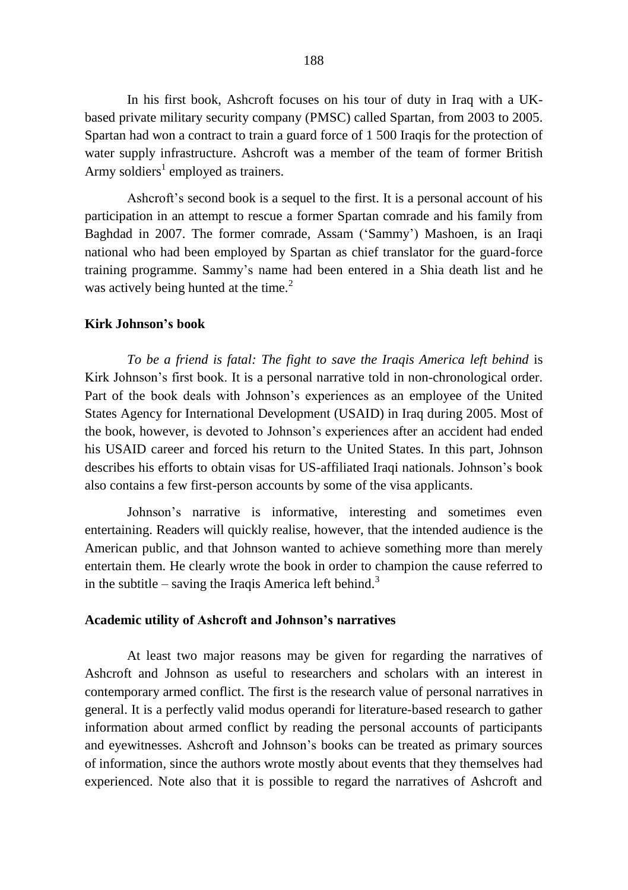In his first book, Ashcroft focuses on his tour of duty in Iraq with a UK-based private military security company (PMSC) called Spartan, from 2003 to 2005. Spartan had won a contract to train a guard force of 1 500 Iraqis for the protection of water supply infrastructure. Ashcroft was a member of the team of former British Army soldiers[1] employed as trainers.

Ashcroft's second book is a sequel to the first. It is a personal account of his participation in an attempt to rescue a former Spartan comrade and his family from Baghdad in 2007. The former comrade, Assam ('Sammy') Mashoen, is an Iraqi national who had been employed by Spartan as chief translator for the guard-force training programme. Sammy's name had been entered in a Shia death list and he was actively being hunted at the time.[2]

### Kirk Johnson's book

*To be a friend is fatal: The fight to save the Iraqis America left behind* is Kirk Johnson's first book. It is a personal narrative told in non-chronological order. Part of the book deals with Johnson's experiences as an employee of the United States Agency for International Development (USAID) in Iraq during 2005. Most of the book, however, is devoted to Johnson's experiences after an accident had ended his USAID career and forced his return to the United States. In this part, Johnson describes his efforts to obtain visas for US-affiliated Iraqi nationals. Johnson's book also contains a few first-person accounts by some of the visa applicants.

Johnson's narrative is informative, interesting and sometimes even entertaining. Readers will quickly realise, however, that the intended audience is the American public, and that Johnson wanted to achieve something more than merely entertain them. He clearly wrote the book in order to champion the cause referred to in the subtitle – saving the Iraqis America left behind.[3]

### Academic utility of Ashcroft and Johnson's narratives

At least two major reasons may be given for regarding the narratives of Ashcroft and Johnson as useful to researchers and scholars with an interest in contemporary armed conflict. The first is the research value of personal narratives in general. It is a perfectly valid modus operandi for literature-based research to gather information about armed conflict by reading the personal accounts of participants and eyewitnesses. Ashcroft and Johnson's books can be treated as primary sources of information, since the authors wrote mostly about events that they themselves had experienced. Note also that it is possible to regard the narratives of Ashcroft and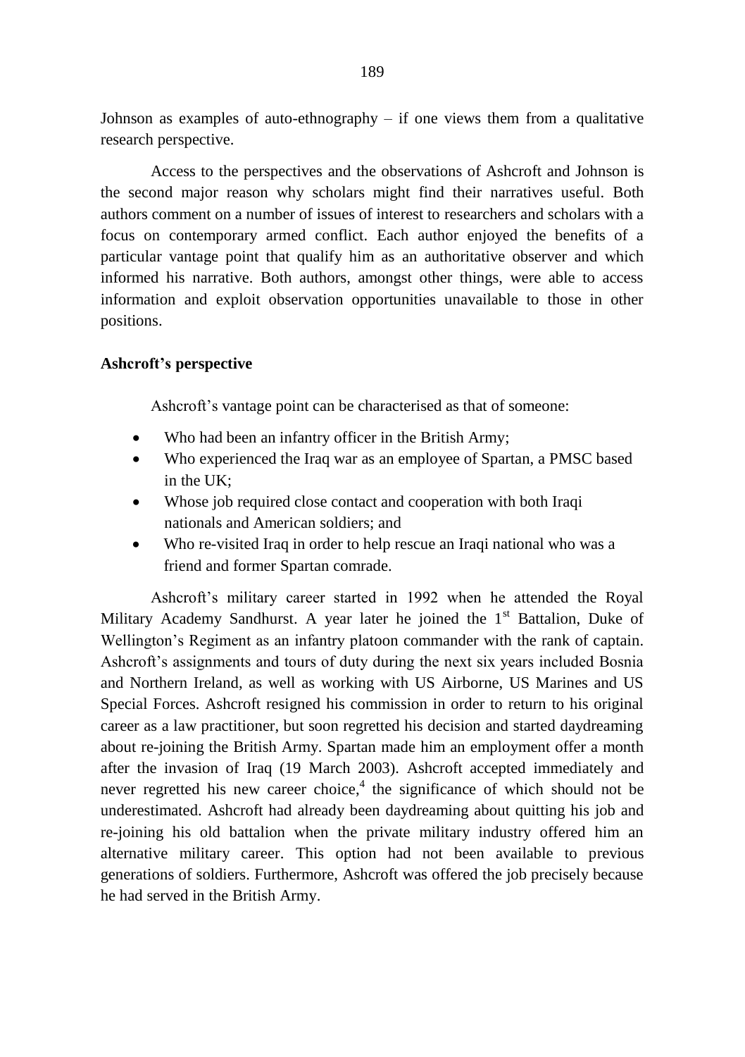Johnson as examples of auto-ethnography – if one views them from a qualitative research perspective.

Access to the perspectives and the observations of Ashcroft and Johnson is the second major reason why scholars might find their narratives useful. Both authors comment on a number of issues of interest to researchers and scholars with a focus on contemporary armed conflict. Each author enjoyed the benefits of a particular vantage point that qualify him as an authoritative observer and which informed his narrative. Both authors, amongst other things, were able to access information and exploit observation opportunities unavailable to those in other positions.

**Ashcroft's perspective**

Ashcroft's vantage point can be characterised as that of someone:

- Who had been an infantry officer in the British Army;
- Who experienced the Iraq war as an employee of Spartan, a PMSC based in the UK;
- Whose job required close contact and cooperation with both Iraqi nationals and American soldiers; and
- Who re-visited Iraq in order to help rescue an Iraqi national who was a friend and former Spartan comrade.

Ashcroft's military career started in 1992 when he attended the Royal Military Academy Sandhurst. A year later he joined the 1st Battalion, Duke of Wellington's Regiment as an infantry platoon commander with the rank of captain. Ashcroft's assignments and tours of duty during the next six years included Bosnia and Northern Ireland, as well as working with US Airborne, US Marines and US Special Forces. Ashcroft resigned his commission in order to return to his original career as a law practitioner, but soon regretted his decision and started daydreaming about re-joining the British Army. Spartan made him an employment offer a month after the invasion of Iraq (19 March 2003). Ashcroft accepted immediately and never regretted his new career choice,[4] the significance of which should not be underestimated. Ashcroft had already been daydreaming about quitting his job and re-joining his old battalion when the private military industry offered him an alternative military career. This option had not been available to previous generations of soldiers. Furthermore, Ashcroft was offered the job precisely because he had served in the British Army.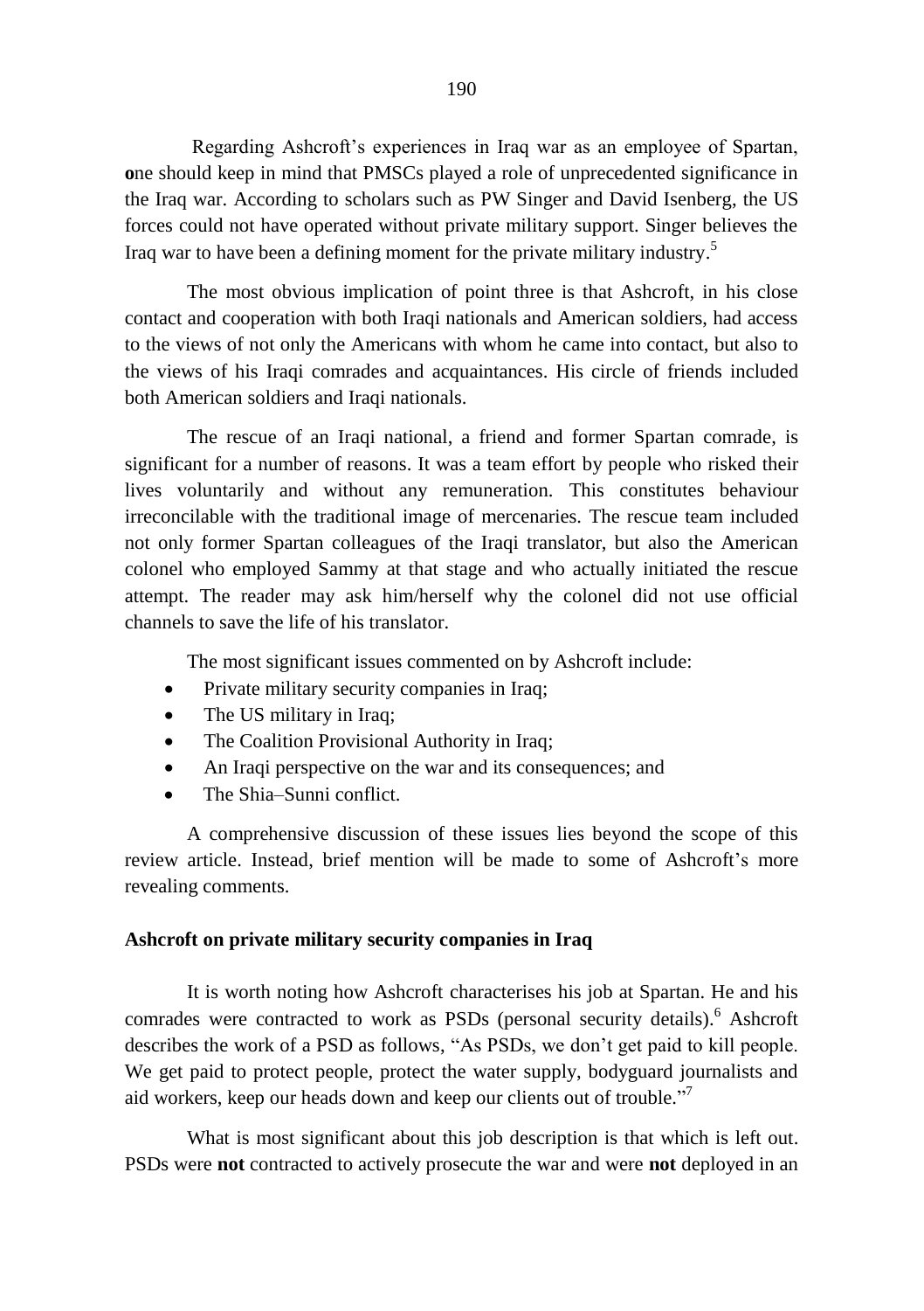Regarding Ashcroft's experiences in Iraq war as an employee of Spartan, **o**ne should keep in mind that PMSCs played a role of unprecedented significance in the Iraq war. According to scholars such as PW Singer and David Isenberg, the US forces could not have operated without private military support. Singer believes the Iraq war to have been a defining moment for the private military industry.[5]

The most obvious implication of point three is that Ashcroft, in his close contact and cooperation with both Iraqi nationals and American soldiers, had access to the views of not only the Americans with whom he came into contact, but also to the views of his Iraqi comrades and acquaintances. His circle of friends included both American soldiers and Iraqi nationals.

The rescue of an Iraqi national, a friend and former Spartan comrade, is significant for a number of reasons. It was a team effort by people who risked their lives voluntarily and without any remuneration. This constitutes behaviour irreconcilable with the traditional image of mercenaries. The rescue team included not only former Spartan colleagues of the Iraqi translator, but also the American colonel who employed Sammy at that stage and who actually initiated the rescue attempt. The reader may ask him/herself why the colonel did not use official channels to save the life of his translator.

The most significant issues commented on by Ashcroft include:

- Private military security companies in Iraq;
- The US military in Iraq;
- The Coalition Provisional Authority in Iraq;
- An Iraqi perspective on the war and its consequences; and
- The Shia–Sunni conflict.

A comprehensive discussion of these issues lies beyond the scope of this review article. Instead, brief mention will be made to some of Ashcroft's more revealing comments.

## Ashcroft on private military security companies in Iraq

It is worth noting how Ashcroft characterises his job at Spartan. He and his comrades were contracted to work as PSDs (personal security details).[6] Ashcroft describes the work of a PSD as follows, "As PSDs, we don't get paid to kill people. We get paid to protect people, protect the water supply, bodyguard journalists and aid workers, keep our heads down and keep our clients out of trouble."[7]

What is most significant about this job description is that which is left out. PSDs were **not** contracted to actively prosecute the war and were **not** deployed in an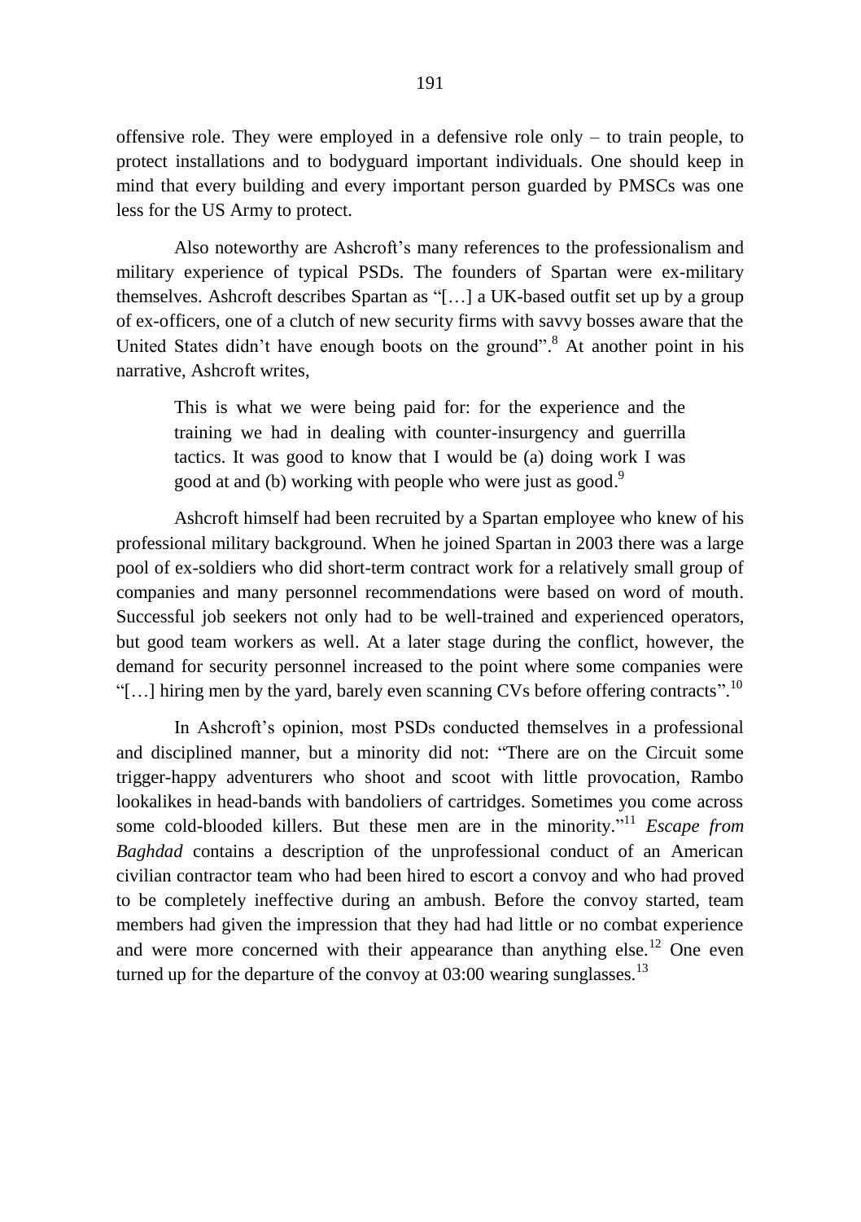offensive role. They were employed in a defensive role only – to train people, to protect installations and to bodyguard important individuals. One should keep in mind that every building and every important person guarded by PMSCs was one less for the US Army to protect.

Also noteworthy are Ashcroft's many references to the professionalism and military experience of typical PSDs. The founders of Spartan were ex-military themselves. Ashcroft describes Spartan as "[…] a UK-based outfit set up by a group of ex-officers, one of a clutch of new security firms with savvy bosses aware that the United States didn't have enough boots on the ground".[8] At another point in his narrative, Ashcroft writes,

> This is what we were being paid for: for the experience and the training we had in dealing with counter-insurgency and guerrilla tactics. It was good to know that I would be (a) doing work I was good at and (b) working with people who were just as good.[9]

Ashcroft himself had been recruited by a Spartan employee who knew of his professional military background. When he joined Spartan in 2003 there was a large pool of ex-soldiers who did short-term contract work for a relatively small group of companies and many personnel recommendations were based on word of mouth. Successful job seekers not only had to be well-trained and experienced operators, but good team workers as well. At a later stage during the conflict, however, the demand for security personnel increased to the point where some companies were "[…] hiring men by the yard, barely even scanning CVs before offering contracts".[10]

In Ashcroft's opinion, most PSDs conducted themselves in a professional and disciplined manner, but a minority did not: "There are on the Circuit some trigger-happy adventurers who shoot and scoot with little provocation, Rambo lookalikes in head-bands with bandoliers of cartridges. Sometimes you come across some cold-blooded killers. But these men are in the minority."[11] *Escape from Baghdad* contains a description of the unprofessional conduct of an American civilian contractor team who had been hired to escort a convoy and who had proved to be completely ineffective during an ambush. Before the convoy started, team members had given the impression that they had had little or no combat experience and were more concerned with their appearance than anything else.[12] One even turned up for the departure of the convoy at 03:00 wearing sunglasses.[13]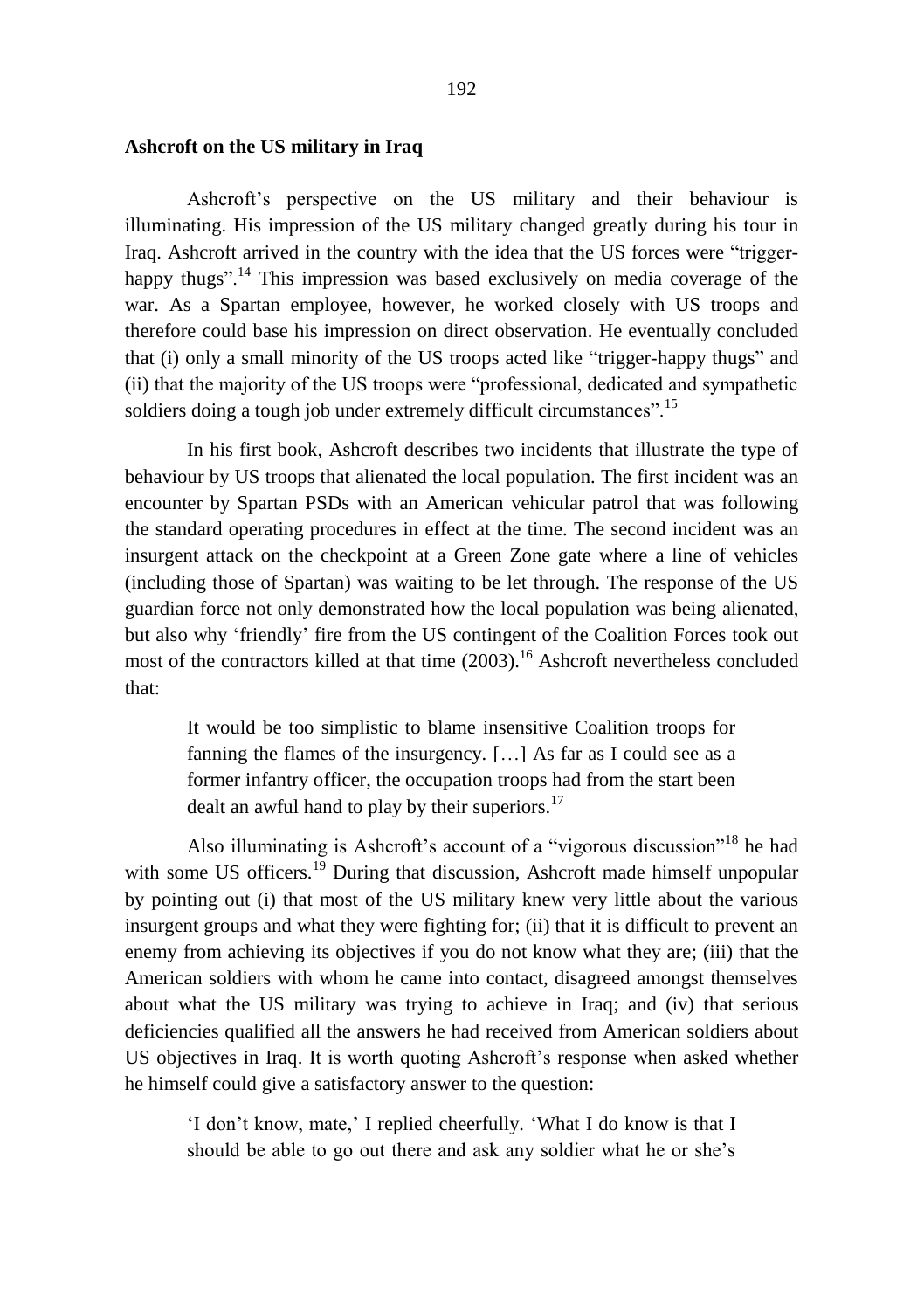**Ashcroft on the US military in Iraq**

Ashcroft's perspective on the US military and their behaviour is illuminating. His impression of the US military changed greatly during his tour in Iraq. Ashcroft arrived in the country with the idea that the US forces were "trigger-happy thugs".[14] This impression was based exclusively on media coverage of the war. As a Spartan employee, however, he worked closely with US troops and therefore could base his impression on direct observation. He eventually concluded that (i) only a small minority of the US troops acted like "trigger-happy thugs" and (ii) that the majority of the US troops were "professional, dedicated and sympathetic soldiers doing a tough job under extremely difficult circumstances".[15]

In his first book, Ashcroft describes two incidents that illustrate the type of behaviour by US troops that alienated the local population. The first incident was an encounter by Spartan PSDs with an American vehicular patrol that was following the standard operating procedures in effect at the time. The second incident was an insurgent attack on the checkpoint at a Green Zone gate where a line of vehicles (including those of Spartan) was waiting to be let through. The response of the US guardian force not only demonstrated how the local population was being alienated, but also why 'friendly' fire from the US contingent of the Coalition Forces took out most of the contractors killed at that time (2003).[16] Ashcroft nevertheless concluded that:

> It would be too simplistic to blame insensitive Coalition troops for fanning the flames of the insurgency. […] As far as I could see as a former infantry officer, the occupation troops had from the start been dealt an awful hand to play by their superiors.[17]

Also illuminating is Ashcroft's account of a "vigorous discussion"[18] he had with some US officers.[19] During that discussion, Ashcroft made himself unpopular by pointing out (i) that most of the US military knew very little about the various insurgent groups and what they were fighting for; (ii) that it is difficult to prevent an enemy from achieving its objectives if you do not know what they are; (iii) that the American soldiers with whom he came into contact, disagreed amongst themselves about what the US military was trying to achieve in Iraq; and (iv) that serious deficiencies qualified all the answers he had received from American soldiers about US objectives in Iraq. It is worth quoting Ashcroft's response when asked whether he himself could give a satisfactory answer to the question:

> 'I don't know, mate,' I replied cheerfully. 'What I do know is that I should be able to go out there and ask any soldier what he or she's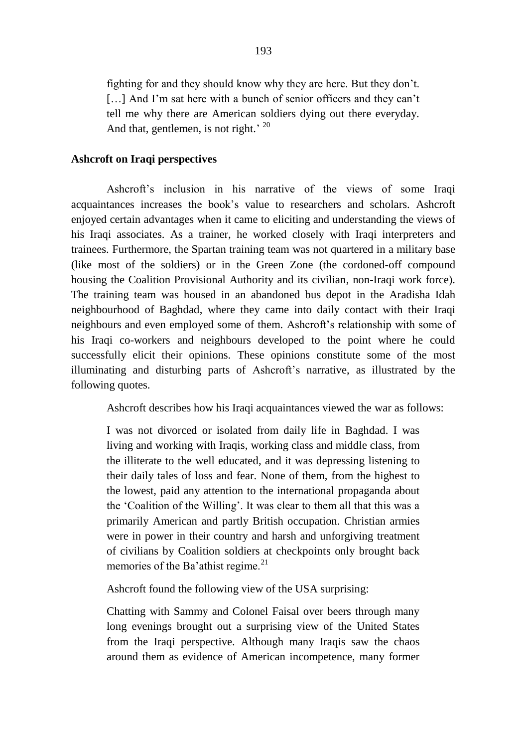> fighting for and they should know why they are here. But they don't. […] And I'm sat here with a bunch of senior officers and they can't tell me why there are American soldiers dying out there everyday. And that, gentlemen, is not right.' [20]

### Ashcroft on Iraqi perspectives

Ashcroft's inclusion in his narrative of the views of some Iraqi acquaintances increases the book's value to researchers and scholars. Ashcroft enjoyed certain advantages when it came to eliciting and understanding the views of his Iraqi associates. As a trainer, he worked closely with Iraqi interpreters and trainees. Furthermore, the Spartan training team was not quartered in a military base (like most of the soldiers) or in the Green Zone (the cordoned-off compound housing the Coalition Provisional Authority and its civilian, non-Iraqi work force). The training team was housed in an abandoned bus depot in the Aradisha Idah neighbourhood of Baghdad, where they came into daily contact with their Iraqi neighbours and even employed some of them. Ashcroft's relationship with some of his Iraqi co-workers and neighbours developed to the point where he could successfully elicit their opinions. These opinions constitute some of the most illuminating and disturbing parts of Ashcroft's narrative, as illustrated by the following quotes.

Ashcroft describes how his Iraqi acquaintances viewed the war as follows:

> I was not divorced or isolated from daily life in Baghdad. I was living and working with Iraqis, working class and middle class, from the illiterate to the well educated, and it was depressing listening to their daily tales of loss and fear. None of them, from the highest to the lowest, paid any attention to the international propaganda about the 'Coalition of the Willing'. It was clear to them all that this was a primarily American and partly British occupation. Christian armies were in power in their country and harsh and unforgiving treatment of civilians by Coalition soldiers at checkpoints only brought back memories of the Ba'athist regime.[21]

Ashcroft found the following view of the USA surprising:

> Chatting with Sammy and Colonel Faisal over beers through many long evenings brought out a surprising view of the United States from the Iraqi perspective. Although many Iraqis saw the chaos around them as evidence of American incompetence, many former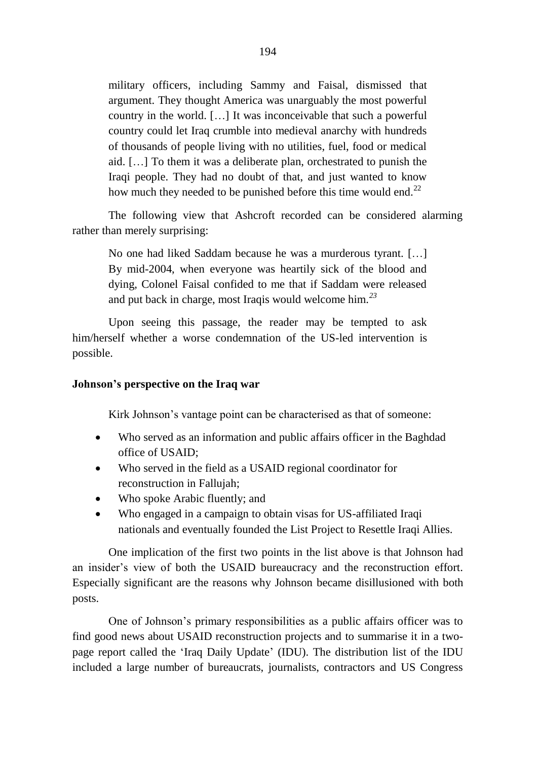> military officers, including Sammy and Faisal, dismissed that argument. They thought America was unarguably the most powerful country in the world. […] It was inconceivable that such a powerful country could let Iraq crumble into medieval anarchy with hundreds of thousands of people living with no utilities, fuel, food or medical aid. […] To them it was a deliberate plan, orchestrated to punish the Iraqi people. They had no doubt of that, and just wanted to know how much they needed to be punished before this time would end.[22]

The following view that Ashcroft recorded can be considered alarming rather than merely surprising:

> No one had liked Saddam because he was a murderous tyrant. […] By mid-2004, when everyone was heartily sick of the blood and dying, Colonel Faisal confided to me that if Saddam were released and put back in charge, most Iraqis would welcome him.[23]

Upon seeing this passage, the reader may be tempted to ask him/herself whether a worse condemnation of the US-led intervention is possible.

**Johnson's perspective on the Iraq war**

Kirk Johnson's vantage point can be characterised as that of someone:

- Who served as an information and public affairs officer in the Baghdad office of USAID;
- Who served in the field as a USAID regional coordinator for reconstruction in Fallujah;
- Who spoke Arabic fluently; and
- Who engaged in a campaign to obtain visas for US-affiliated Iraqi nationals and eventually founded the List Project to Resettle Iraqi Allies.

One implication of the first two points in the list above is that Johnson had an insider's view of both the USAID bureaucracy and the reconstruction effort. Especially significant are the reasons why Johnson became disillusioned with both posts.

One of Johnson's primary responsibilities as a public affairs officer was to find good news about USAID reconstruction projects and to summarise it in a two-page report called the 'Iraq Daily Update' (IDU). The distribution list of the IDU included a large number of bureaucrats, journalists, contractors and US Congress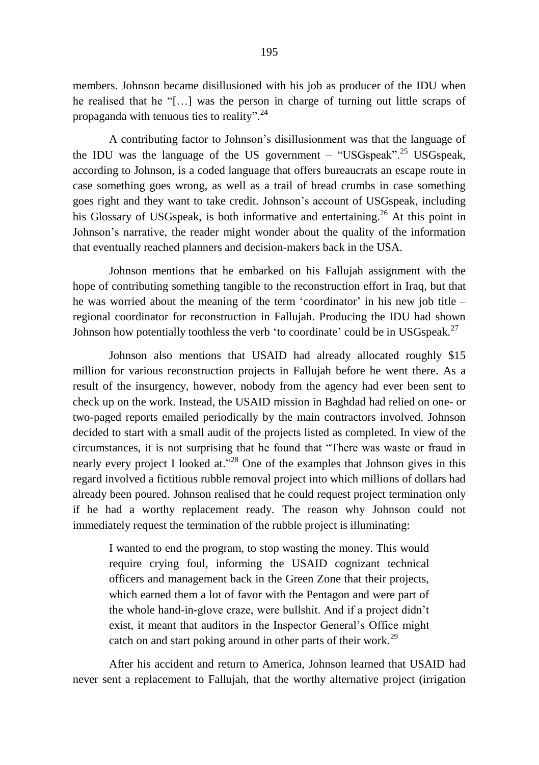members. Johnson became disillusioned with his job as producer of the IDU when he realised that he "[…] was the person in charge of turning out little scraps of propaganda with tenuous ties to reality".[24]

A contributing factor to Johnson's disillusionment was that the language of the IDU was the language of the US government – "USGspeak".[25] USGspeak, according to Johnson, is a coded language that offers bureaucrats an escape route in case something goes wrong, as well as a trail of bread crumbs in case something goes right and they want to take credit. Johnson's account of USGspeak, including his Glossary of USGspeak, is both informative and entertaining.[26] At this point in Johnson's narrative, the reader might wonder about the quality of the information that eventually reached planners and decision-makers back in the USA.

Johnson mentions that he embarked on his Fallujah assignment with the hope of contributing something tangible to the reconstruction effort in Iraq, but that he was worried about the meaning of the term 'coordinator' in his new job title – regional coordinator for reconstruction in Fallujah. Producing the IDU had shown Johnson how potentially toothless the verb 'to coordinate' could be in USGspeak.[27]

Johnson also mentions that USAID had already allocated roughly $15 million for various reconstruction projects in Fallujah before he went there. As a result of the insurgency, however, nobody from the agency had ever been sent to check up on the work. Instead, the USAID mission in Baghdad had relied on one- or two-paged reports emailed periodically by the main contractors involved. Johnson decided to start with a small audit of the projects listed as completed. In view of the circumstances, it is not surprising that he found that "There was waste or fraud in nearly every project I looked at."[28] One of the examples that Johnson gives in this regard involved a fictitious rubble removal project into which millions of dollars had already been poured. Johnson realised that he could request project termination only if he had a worthy replacement ready. The reason why Johnson could not immediately request the termination of the rubble project is illuminating:

> I wanted to end the program, to stop wasting the money. This would require crying foul, informing the USAID cognizant technical officers and management back in the Green Zone that their projects, which earned them a lot of favor with the Pentagon and were part of the whole hand-in-glove craze, were bullshit. And if a project didn't exist, it meant that auditors in the Inspector General's Office might catch on and start poking around in other parts of their work.[29]

After his accident and return to America, Johnson learned that USAID had never sent a replacement to Fallujah, that the worthy alternative project (irrigation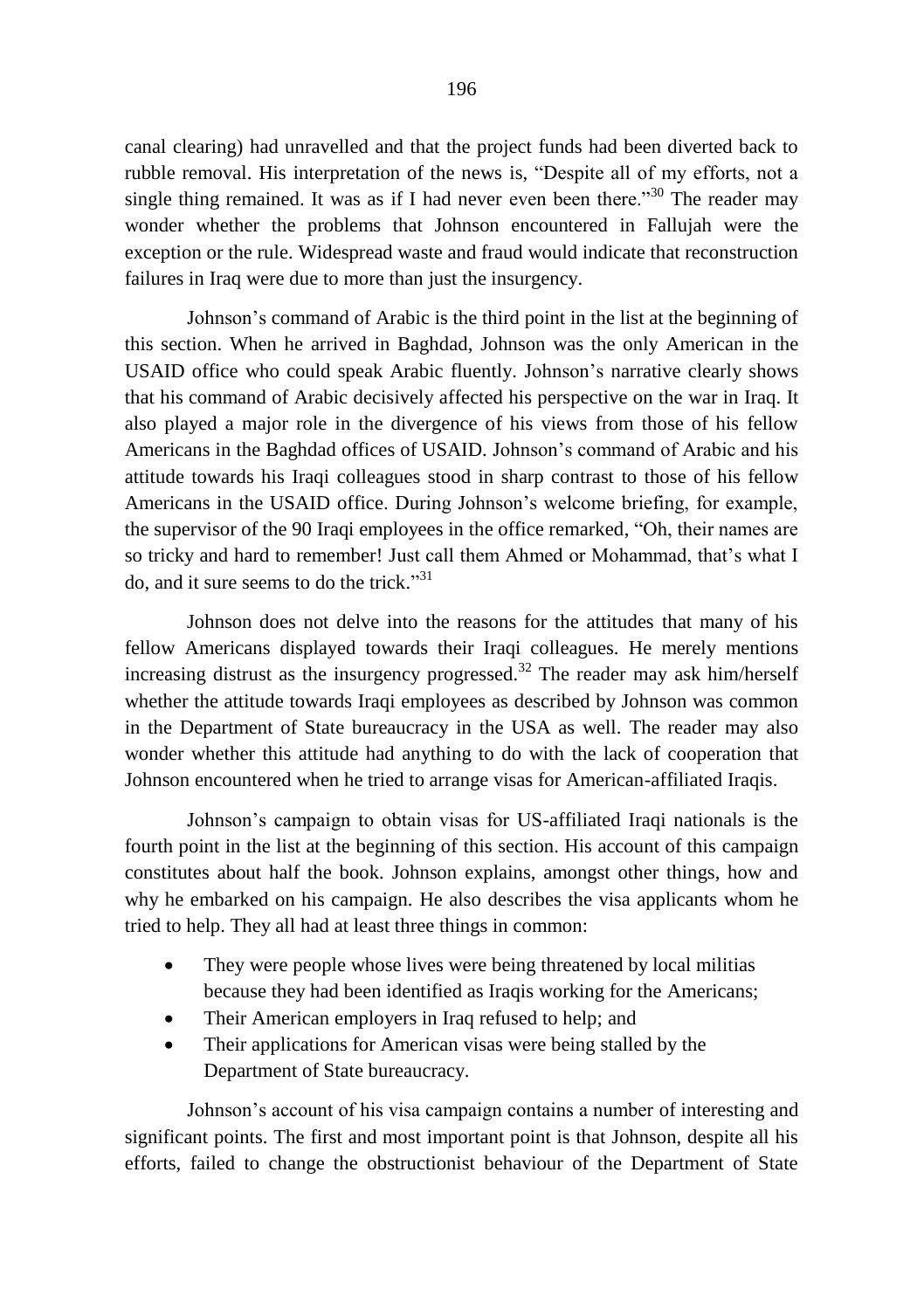canal clearing) had unravelled and that the project funds had been diverted back to rubble removal. His interpretation of the news is, "Despite all of my efforts, not a single thing remained. It was as if I had never even been there."[30] The reader may wonder whether the problems that Johnson encountered in Fallujah were the exception or the rule. Widespread waste and fraud would indicate that reconstruction failures in Iraq were due to more than just the insurgency.

Johnson's command of Arabic is the third point in the list at the beginning of this section. When he arrived in Baghdad, Johnson was the only American in the USAID office who could speak Arabic fluently. Johnson's narrative clearly shows that his command of Arabic decisively affected his perspective on the war in Iraq. It also played a major role in the divergence of his views from those of his fellow Americans in the Baghdad offices of USAID. Johnson's command of Arabic and his attitude towards his Iraqi colleagues stood in sharp contrast to those of his fellow Americans in the USAID office. During Johnson's welcome briefing, for example, the supervisor of the 90 Iraqi employees in the office remarked, "Oh, their names are so tricky and hard to remember! Just call them Ahmed or Mohammad, that's what I do, and it sure seems to do the trick."[31]

Johnson does not delve into the reasons for the attitudes that many of his fellow Americans displayed towards their Iraqi colleagues. He merely mentions increasing distrust as the insurgency progressed.[32] The reader may ask him/herself whether the attitude towards Iraqi employees as described by Johnson was common in the Department of State bureaucracy in the USA as well. The reader may also wonder whether this attitude had anything to do with the lack of cooperation that Johnson encountered when he tried to arrange visas for American-affiliated Iraqis.

Johnson's campaign to obtain visas for US-affiliated Iraqi nationals is the fourth point in the list at the beginning of this section. His account of this campaign constitutes about half the book. Johnson explains, amongst other things, how and why he embarked on his campaign. He also describes the visa applicants whom he tried to help. They all had at least three things in common:

- They were people whose lives were being threatened by local militias because they had been identified as Iraqis working for the Americans;
- Their American employers in Iraq refused to help; and
- Their applications for American visas were being stalled by the Department of State bureaucracy.

Johnson's account of his visa campaign contains a number of interesting and significant points. The first and most important point is that Johnson, despite all his efforts, failed to change the obstructionist behaviour of the Department of State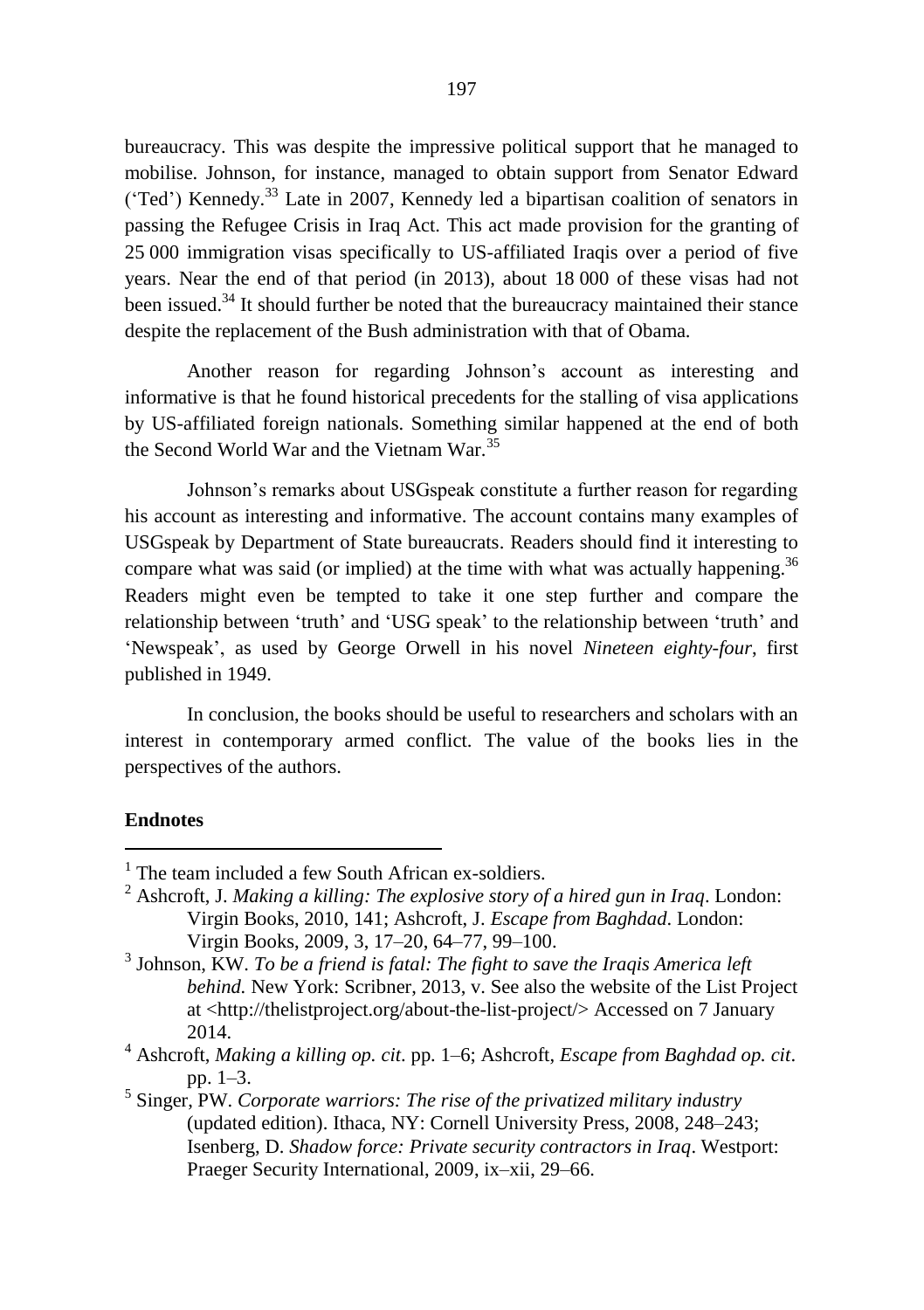bureaucracy. This was despite the impressive political support that he managed to mobilise. Johnson, for instance, managed to obtain support from Senator Edward ('Ted') Kennedy.[33] Late in 2007, Kennedy led a bipartisan coalition of senators in passing the Refugee Crisis in Iraq Act. This act made provision for the granting of 25 000 immigration visas specifically to US-affiliated Iraqis over a period of five years. Near the end of that period (in 2013), about 18 000 of these visas had not been issued.[34] It should further be noted that the bureaucracy maintained their stance despite the replacement of the Bush administration with that of Obama.

Another reason for regarding Johnson's account as interesting and informative is that he found historical precedents for the stalling of visa applications by US-affiliated foreign nationals. Something similar happened at the end of both the Second World War and the Vietnam War.[35]

Johnson's remarks about USGspeak constitute a further reason for regarding his account as interesting and informative. The account contains many examples of USGspeak by Department of State bureaucrats. Readers should find it interesting to compare what was said (or implied) at the time with what was actually happening.[36] Readers might even be tempted to take it one step further and compare the relationship between 'truth' and 'USG speak' to the relationship between 'truth' and 'Newspeak', as used by George Orwell in his novel *Nineteen eighty-four*, first published in 1949.

In conclusion, the books should be useful to researchers and scholars with an interest in contemporary armed conflict. The value of the books lies in the perspectives of the authors.

**Endnotes**

---

1 The team included a few South African ex-soldiers.

2 Ashcroft, J. *Making a killing: The explosive story of a hired gun in Iraq*. London: Virgin Books, 2010, 141; Ashcroft, J. *Escape from Baghdad*. London: Virgin Books, 2009, 3, 17–20, 64–77, 99–100.

3 Johnson, KW. *To be a friend is fatal: The fight to save the Iraqis America left behind.* New York: Scribner, 2013, v. See also the website of the List Project at <http://thelistproject.org/about-the-list-project/> Accessed on 7 January 2014.

4 Ashcroft, *Making a killing op. cit*. pp. 1–6; Ashcroft, *Escape from Baghdad op. cit*. pp. 1–3.

5 Singer, PW. *Corporate warriors: The rise of the privatized military industry* (updated edition). Ithaca, NY: Cornell University Press, 2008, 248–243; Isenberg, D. *Shadow force: Private security contractors in Iraq*. Westport: Praeger Security International, 2009, ix–xii, 29–66.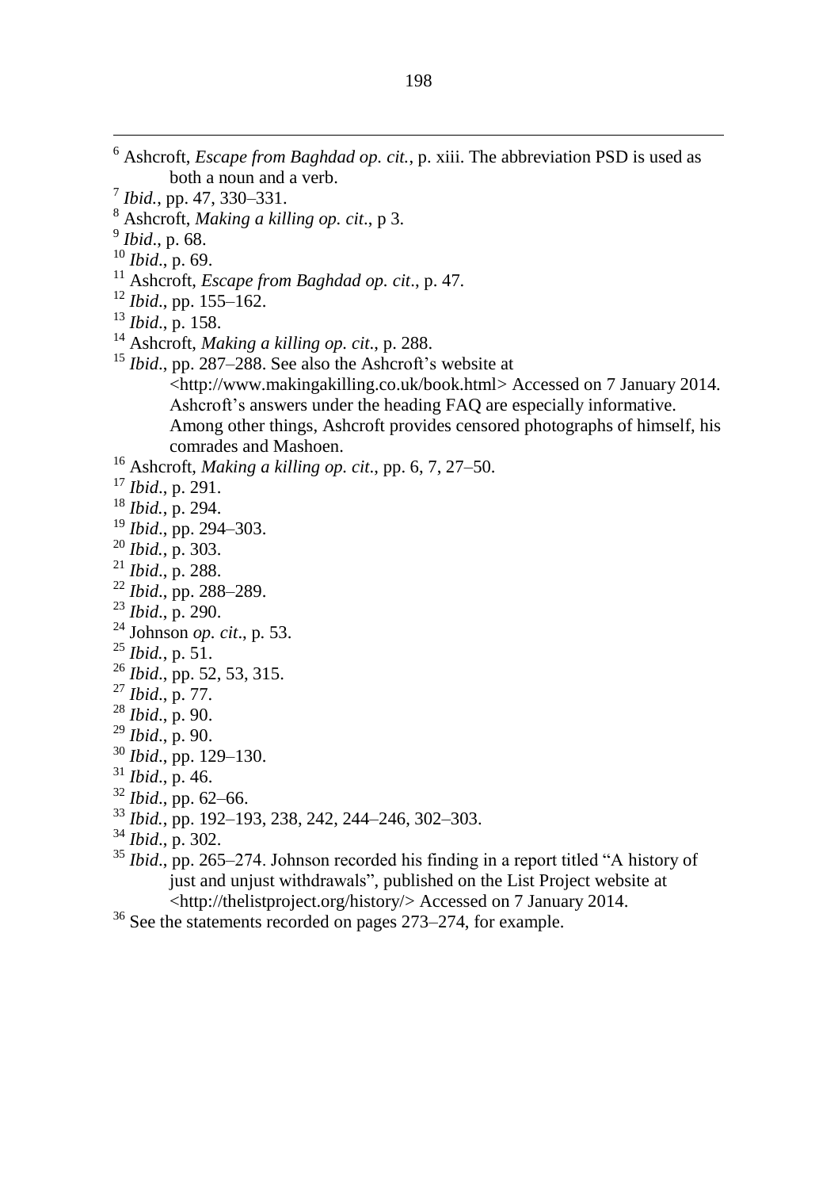[6] Ashcroft, *Escape from Baghdad op. cit.*, p. xiii. The abbreviation PSD is used as both a noun and a verb.

[7] *Ibid.*, pp. 47, 330–331.

[8] Ashcroft, *Making a killing op. cit*., p 3.

[9] *Ibid*., p. 68.

[10] *Ibid*., p. 69.

[11] Ashcroft, *Escape from Baghdad op. cit*., p. 47.

[12] *Ibid*., pp. 155–162.

[13] *Ibid*., p. 158.

[14] Ashcroft, *Making a killing op. cit*., p. 288.

[15] *Ibid*., pp. 287–288. See also the Ashcroft's website at <http://www.makingakilling.co.uk/book.html> Accessed on 7 January 2014. Ashcroft's answers under the heading FAQ are especially informative. Among other things, Ashcroft provides censored photographs of himself, his comrades and Mashoen.

[16] Ashcroft, *Making a killing op. cit*., pp. 6, 7, 27–50.

[17] *Ibid*., p. 291.

[18] *Ibid.*, p. 294.

[19] *Ibid*., pp. 294–303.

[20] *Ibid.*, p. 303.

[21] *Ibid*., p. 288.

[22] *Ibid*., pp. 288–289.

[23] *Ibid*., p. 290.

[24] Johnson *op. cit*., p. 53.

[25] *Ibid.*, p. 51.

[26] *Ibid*., pp. 52, 53, 315.

[27] *Ibid*., p. 77.

[28] *Ibid*., p. 90.

[29] *Ibid*., p. 90.

[30] *Ibid*., pp. 129–130.

[31] *Ibid*., p. 46.

[32] *Ibid*., pp. 62–66.

[33] *Ibid.*, pp. 192–193, 238, 242, 244–246, 302–303.

[34] *Ibid*., p. 302.

[35] *Ibid*., pp. 265–274. Johnson recorded his finding in a report titled "A history of just and unjust withdrawals", published on the List Project website at <http://thelistproject.org/history/> Accessed on 7 January 2014.

[36] See the statements recorded on pages 273–274, for example.